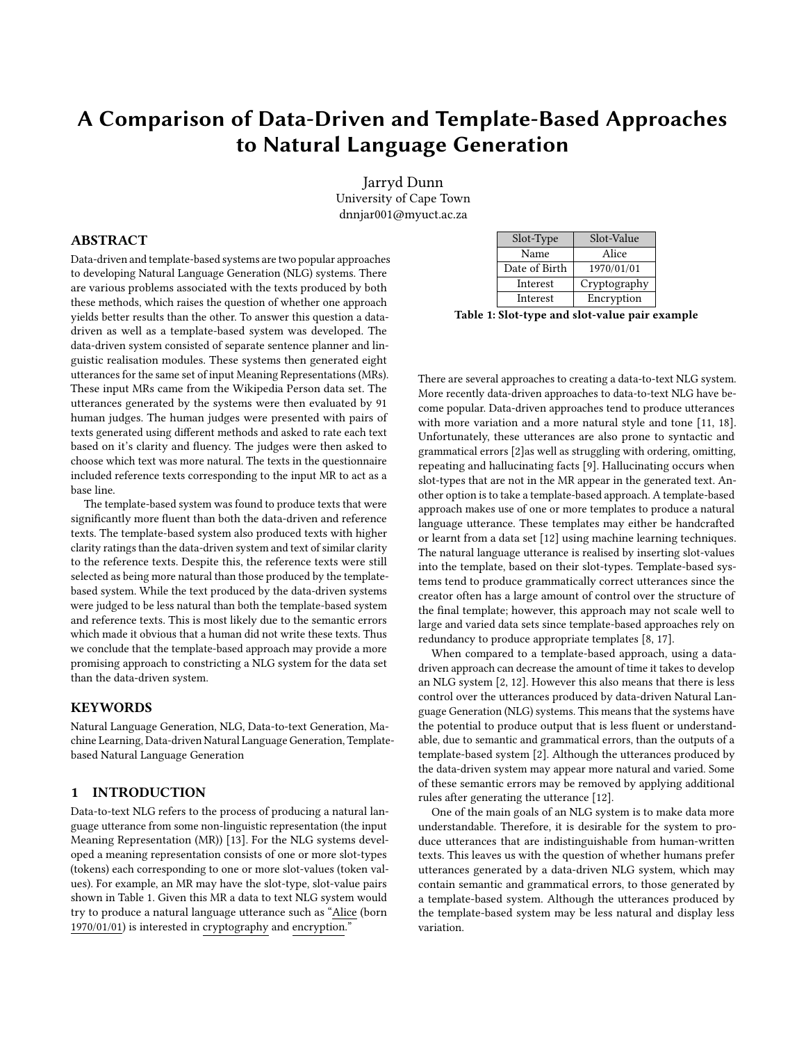# A Comparison of Data-Driven and Template-Based Approaches to Natural Language Generation

Jarryd Dunn
University of Cape Town
dnnjar001@myuct.ac.za

## ABSTRACT

Data-driven and template-based systems are two popular approaches to developing Natural Language Generation (NLG) systems. There are various problems associated with the texts produced by both these methods, which raises the question of whether one approach yields better results than the other. To answer this question a data-driven as well as a template-based system was developed. The data-driven system consisted of separate sentence planner and linguistic realisation modules. These systems then generated eight utterances for the same set of input Meaning Representations (MRs). These input MRs came from the Wikipedia Person data set. The utterances generated by the systems were then evaluated by 91 human judges. The human judges were presented with pairs of texts generated using different methods and asked to rate each text based on it's clarity and fluency. The judges were then asked to choose which text was more natural. The texts in the questionnaire included reference texts corresponding to the input MR to act as a base line.

The template-based system was found to produce texts that were significantly more fluent than both the data-driven and reference texts. The template-based system also produced texts with higher clarity ratings than the data-driven system and text of similar clarity to the reference texts. Despite this, the reference texts were still selected as being more natural than those produced by the template-based system. While the text produced by the data-driven systems were judged to be less natural than both the template-based system and reference texts. This is most likely due to the semantic errors which made it obvious that a human did not write these texts. Thus we conclude that the template-based approach may provide a more promising approach to constricting a NLG system for the data set than the data-driven system.

## KEYWORDS

Natural Language Generation, NLG, Data-to-text Generation, Machine Learning, Data-driven Natural Language Generation, Template-based Natural Language Generation

## 1 INTRODUCTION

Data-to-text NLG refers to the process of producing a natural language utterance from some non-linguistic representation (the input Meaning Representation (MR)) [13]. For the NLG systems developed a meaning representation consists of one or more slot-types (tokens) each corresponding to one or more slot-values (token values). For example, an MR may have the slot-type, slot-value pairs shown in Table 1. Given this MR a data to text NLG system would try to produce a natural language utterance such as "Alice (born 1970/01/01) is interested in cryptography and encryption."

| Slot-Type | Slot-Value |
|---|---|
| Name | Alice |
| Date of Birth | 1970/01/01 |
| Interest | Cryptography |
| Interest | Encryption |

**Table 1: Slot-type and slot-value pair example**

There are several approaches to creating a data-to-text NLG system. More recently data-driven approaches to data-to-text NLG have become popular. Data-driven approaches tend to produce utterances with more variation and a more natural style and tone [11, 18]. Unfortunately, these utterances are also prone to syntactic and grammatical errors [2]as well as struggling with ordering, omitting, repeating and hallucinating facts [9]. Hallucinating occurs when slot-types that are not in the MR appear in the generated text. Another option is to take a template-based approach. A template-based approach makes use of one or more templates to produce a natural language utterance. These templates may either be handcrafted or learnt from a data set [12] using machine learning techniques. The natural language utterance is realised by inserting slot-values into the template, based on their slot-types. Template-based systems tend to produce grammatically correct utterances since the creator often has a large amount of control over the structure of the final template; however, this approach may not scale well to large and varied data sets since template-based approaches rely on redundancy to produce appropriate templates [8, 17].

When compared to a template-based approach, using a data-driven approach can decrease the amount of time it takes to develop an NLG system [2, 12]. However this also means that there is less control over the utterances produced by data-driven Natural Language Generation (NLG) systems. This means that the systems have the potential to produce output that is less fluent or understandable, due to semantic and grammatical errors, than the outputs of a template-based system [2]. Although the utterances produced by the data-driven system may appear more natural and varied. Some of these semantic errors may be removed by applying additional rules after generating the utterance [12].

One of the main goals of an NLG system is to make data more understandable. Therefore, it is desirable for the system to produce utterances that are indistinguishable from human-written texts. This leaves us with the question of whether humans prefer utterances generated by a data-driven NLG system, which may contain semantic and grammatical errors, to those generated by a template-based system. Although the utterances produced by the template-based system may be less natural and display less variation.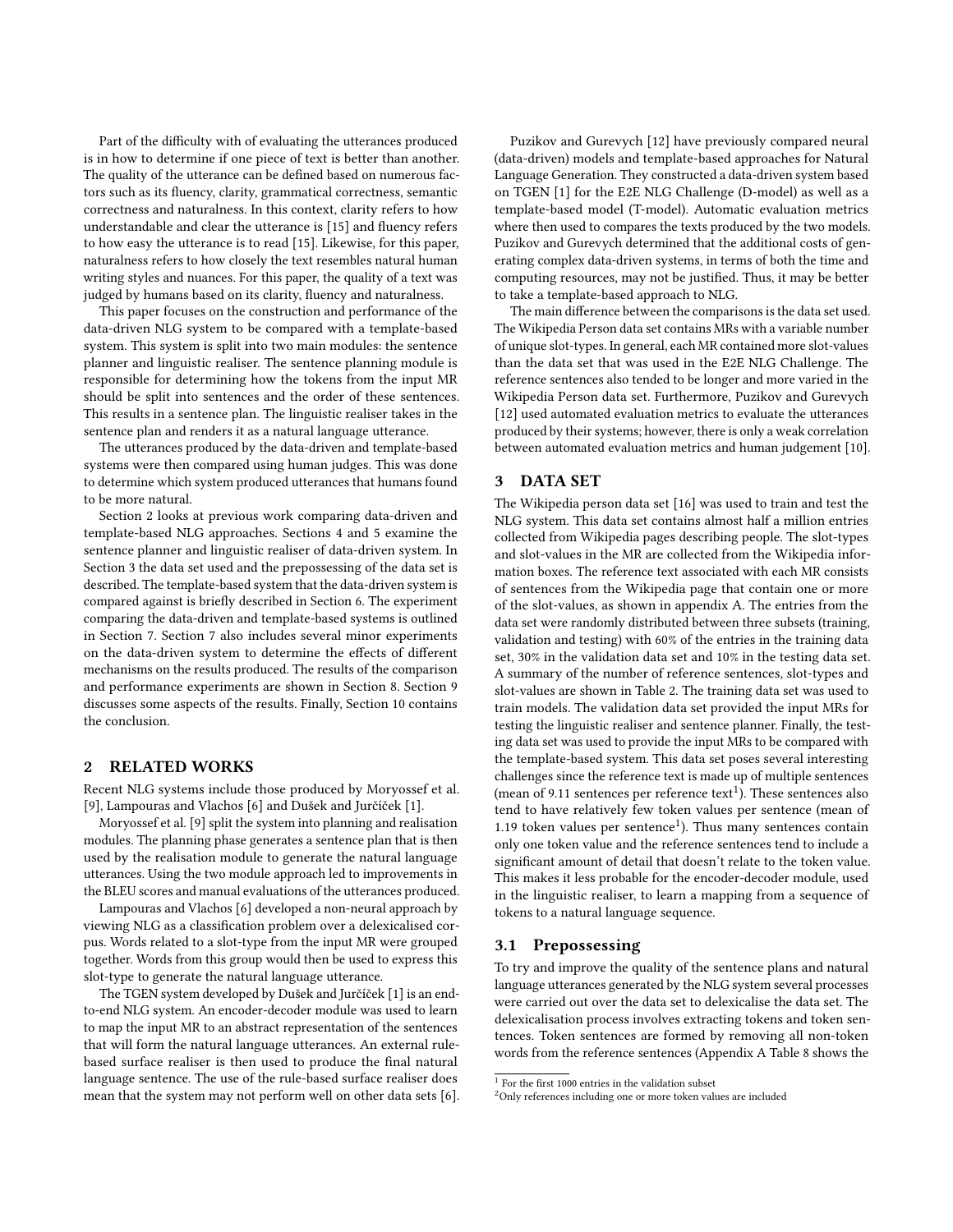Part of the difficulty with of evaluating the utterances produced is in how to determine if one piece of text is better than another. The quality of the utterance can be defined based on numerous factors such as its fluency, clarity, grammatical correctness, semantic correctness and naturalness. In this context, clarity refers to how understandable and clear the utterance is [15] and fluency refers to how easy the utterance is to read [15]. Likewise, for this paper, naturalness refers to how closely the text resembles natural human writing styles and nuances. For this paper, the quality of a text was judged by humans based on its clarity, fluency and naturalness.

This paper focuses on the construction and performance of the data-driven NLG system to be compared with a template-based system. This system is split into two main modules: the sentence planner and linguistic realiser. The sentence planning module is responsible for determining how the tokens from the input MR should be split into sentences and the order of these sentences. This results in a sentence plan. The linguistic realiser takes in the sentence plan and renders it as a natural language utterance.

The utterances produced by the data-driven and template-based systems were then compared using human judges. This was done to determine which system produced utterances that humans found to be more natural.

Section 2 looks at previous work comparing data-driven and template-based NLG approaches. Sections 4 and 5 examine the sentence planner and linguistic realiser of data-driven system. In Section 3 the data set used and the prepossessing of the data set is described. The template-based system that the data-driven system is compared against is briefly described in Section 6. The experiment comparing the data-driven and template-based systems is outlined in Section 7. Section 7 also includes several minor experiments on the data-driven system to determine the effects of different mechanisms on the results produced. The results of the comparison and performance experiments are shown in Section 8. Section 9 discusses some aspects of the results. Finally, Section 10 contains the conclusion.

## 2 RELATED WORKS

Recent NLG systems include those produced by Moryossef et al. [9], Lampouras and Vlachos [6] and Dušek and Jurčíček [1].

Moryossef et al. [9] split the system into planning and realisation modules. The planning phase generates a sentence plan that is then used by the realisation module to generate the natural language utterances. Using the two module approach led to improvements in the BLEU scores and manual evaluations of the utterances produced.

Lampouras and Vlachos [6] developed a non-neural approach by viewing NLG as a classification problem over a delexicalised corpus. Words related to a slot-type from the input MR were grouped together. Words from this group would then be used to express this slot-type to generate the natural language utterance.

The TGEN system developed by Dušek and Jurčíček [1] is an end-to-end NLG system. An encoder-decoder module was used to learn to map the input MR to an abstract representation of the sentences that will form the natural language utterances. An external rule-based surface realiser is then used to produce the final natural language sentence. The use of the rule-based surface realiser does mean that the system may not perform well on other data sets [6].

Puzikov and Gurevych [12] have previously compared neural (data-driven) models and template-based approaches for Natural Language Generation. They constructed a data-driven system based on TGEN [1] for the E2E NLG Challenge (D-model) as well as a template-based model (T-model). Automatic evaluation metrics where then used to compares the texts produced by the two models. Puzikov and Gurevych determined that the additional costs of generating complex data-driven systems, in terms of both the time and computing resources, may not be justified. Thus, it may be better to take a template-based approach to NLG.

The main difference between the comparisons is the data set used. The Wikipedia Person data set contains MRs with a variable number of unique slot-types. In general, each MR contained more slot-values than the data set that was used in the E2E NLG Challenge. The reference sentences also tended to be longer and more varied in the Wikipedia Person data set. Furthermore, Puzikov and Gurevych [12] used automated evaluation metrics to evaluate the utterances produced by their systems; however, there is only a weak correlation between automated evaluation metrics and human judgement [10].

## 3 DATA SET

The Wikipedia person data set [16] was used to train and test the NLG system. This data set contains almost half a million entries collected from Wikipedia pages describing people. The slot-types and slot-values in the MR are collected from the Wikipedia information boxes. The reference text associated with each MR consists of sentences from the Wikipedia page that contain one or more of the slot-values, as shown in appendix A. The entries from the data set were randomly distributed between three subsets (training, validation and testing) with 60% of the entries in the training data set, 30% in the validation data set and 10% in the testing data set. A summary of the number of reference sentences, slot-types and slot-values are shown in Table 2. The training data set was used to train models. The validation data set provided the input MRs for testing the linguistic realiser and sentence planner. Finally, the testing data set was used to provide the input MRs to be compared with the template-based system. This data set poses several interesting challenges since the reference text is made up of multiple sentences (mean of 9.11 sentences per reference text[1]). These sentences also tend to have relatively few token values per sentence (mean of 1.19 token values per sentence[1]). Thus many sentences contain only one token value and the reference sentences tend to include a significant amount of detail that doesn't relate to the token value. This makes it less probable for the encoder-decoder module, used in the linguistic realiser, to learn a mapping from a sequence of tokens to a natural language sequence.

### 3.1 Prepossessing

To try and improve the quality of the sentence plans and natural language utterances generated by the NLG system several processes were carried out over the data set to delexicalise the data set. The delexicalisation process involves extracting tokens and token sentences. Token sentences are formed by removing all non-token words from the reference sentences (Appendix A Table 8 shows the

[1] For the first 1000 entries in the validation subset

[2] Only references including one or more token values are included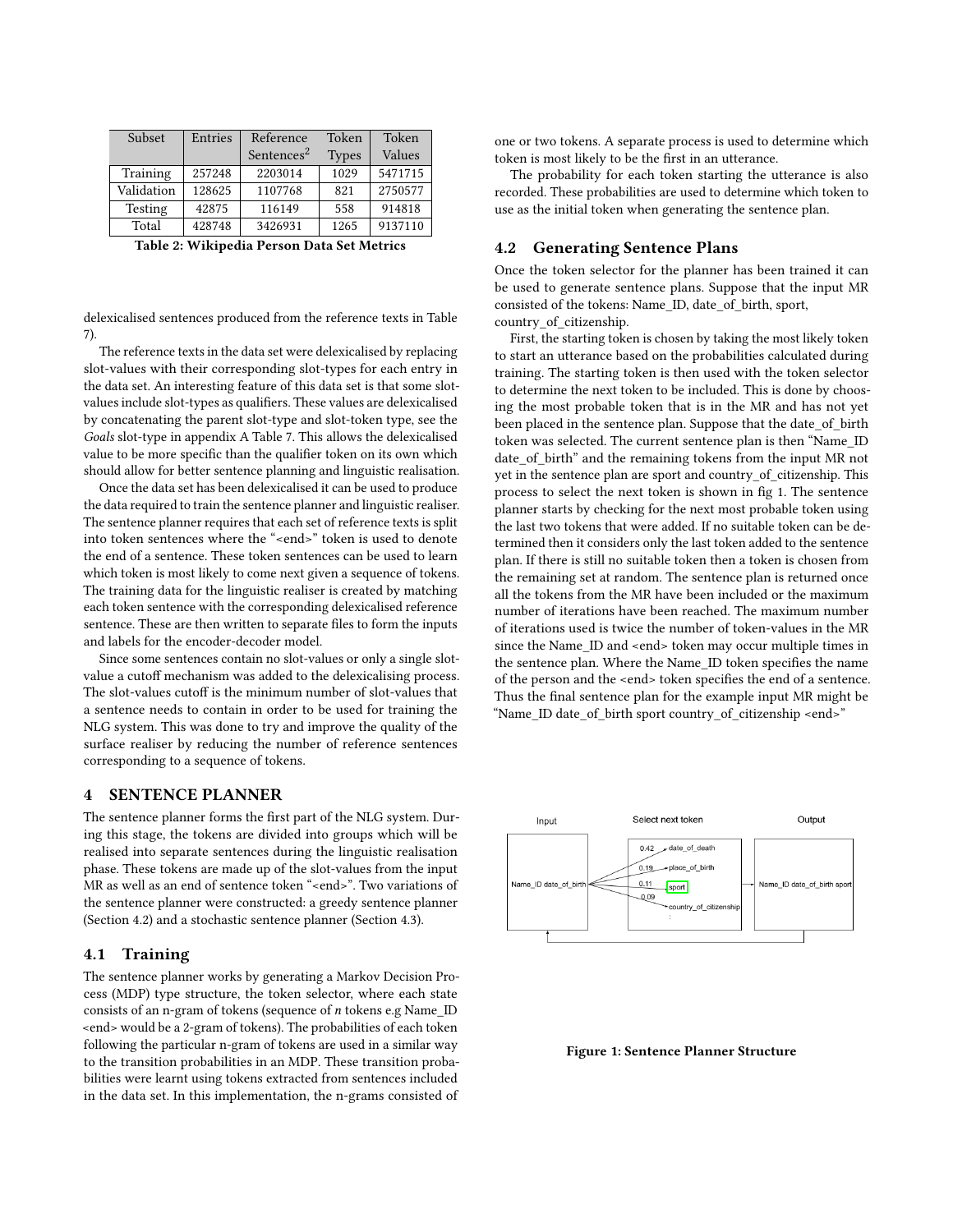| Subset | Entries | Reference Sentences[2] | Token Types | Token Values |
|---|---|---|---|---|
| Training | 257248 | 2203014 | 1029 | 5471715 |
| Validation | 128625 | 1107768 | 821 | 2750577 |
| Testing | 42875 | 116149 | 558 | 914818 |
| Total | 428748 | 3426931 | 1265 | 9137110 |

**Table 2: Wikipedia Person Data Set Metrics**

delexicalised sentences produced from the reference texts in Table 7).

The reference texts in the data set were delexicalised by replacing slot-values with their corresponding slot-types for each entry in the data set. An interesting feature of this data set is that some slot-values include slot-types as qualifiers. These values are delexicalised by concatenating the parent slot-type and slot-token type, see the *Goals* slot-type in appendix A Table 7. This allows the delexicalised value to be more specific than the qualifier token on its own which should allow for better sentence planning and linguistic realisation.

Once the data set has been delexicalised it can be used to produce the data required to train the sentence planner and linguistic realiser. The sentence planner requires that each set of reference texts is split into token sentences where the "<end>" token is used to denote the end of a sentence. These token sentences can be used to learn which token is most likely to come next given a sequence of tokens. The training data for the linguistic realiser is created by matching each token sentence with the corresponding delexicalised reference sentence. These are then written to separate files to form the inputs and labels for the encoder-decoder model.

Since some sentences contain no slot-values or only a single slot-value a cutoff mechanism was added to the delexicalising process. The slot-values cutoff is the minimum number of slot-values that a sentence needs to contain in order to be used for training the NLG system. This was done to try and improve the quality of the surface realiser by reducing the number of reference sentences corresponding to a sequence of tokens.

## 4 SENTENCE PLANNER

The sentence planner forms the first part of the NLG system. During this stage, the tokens are divided into groups which will be realised into separate sentences during the linguistic realisation phase. These tokens are made up of the slot-values from the input MR as well as an end of sentence token "<end>". Two variations of the sentence planner were constructed: a greedy sentence planner (Section 4.2) and a stochastic sentence planner (Section 4.3).

### 4.1 Training

The sentence planner works by generating a Markov Decision Process (MDP) type structure, the token selector, where each state consists of an n-gram of tokens (sequence of *n* tokens e.g Name_ID <end> would be a 2-gram of tokens). The probabilities of each token following the particular n-gram of tokens are used in a similar way to the transition probabilities in an MDP. These transition probabilities were learnt using tokens extracted from sentences included in the data set. In this implementation, the n-grams consisted of one or two tokens. A separate process is used to determine which token is most likely to be the first in an utterance.

The probability for each token starting the utterance is also recorded. These probabilities are used to determine which token to use as the initial token when generating the sentence plan.

### 4.2 Generating Sentence Plans

Once the token selector for the planner has been trained it can be used to generate sentence plans. Suppose that the input MR consisted of the tokens: Name_ID, date_of_birth, sport, country_of_citizenship.

First, the starting token is chosen by taking the most likely token to start an utterance based on the probabilities calculated during training. The starting token is then used with the token selector to determine the next token to be included. This is done by choosing the most probable token that is in the MR and has not yet been placed in the sentence plan. Suppose that the date_of_birth token was selected. The current sentence plan is then "Name_ID date_of_birth" and the remaining tokens from the input MR not yet in the sentence plan are sport and country_of_citizenship. This process to select the next token is shown in fig 1. The sentence planner starts by checking for the next most probable token using the last two tokens that were added. If no suitable token can be determined then it considers only the last token added to the sentence plan. If there is still no suitable token then a token is chosen from the remaining set at random. The sentence plan is returned once all the tokens from the MR have been included or the maximum number of iterations have been reached. The maximum number of iterations used is twice the number of token-values in the MR since the Name_ID and <end> token may occur multiple times in the sentence plan. Where the Name_ID token specifies the name of the person and the <end> token specifies the end of a sentence. Thus the final sentence plan for the example input MR might be "Name_ID date_of_birth sport country_of_citizenship <end>"

**Figure 1: Sentence Planner Structure**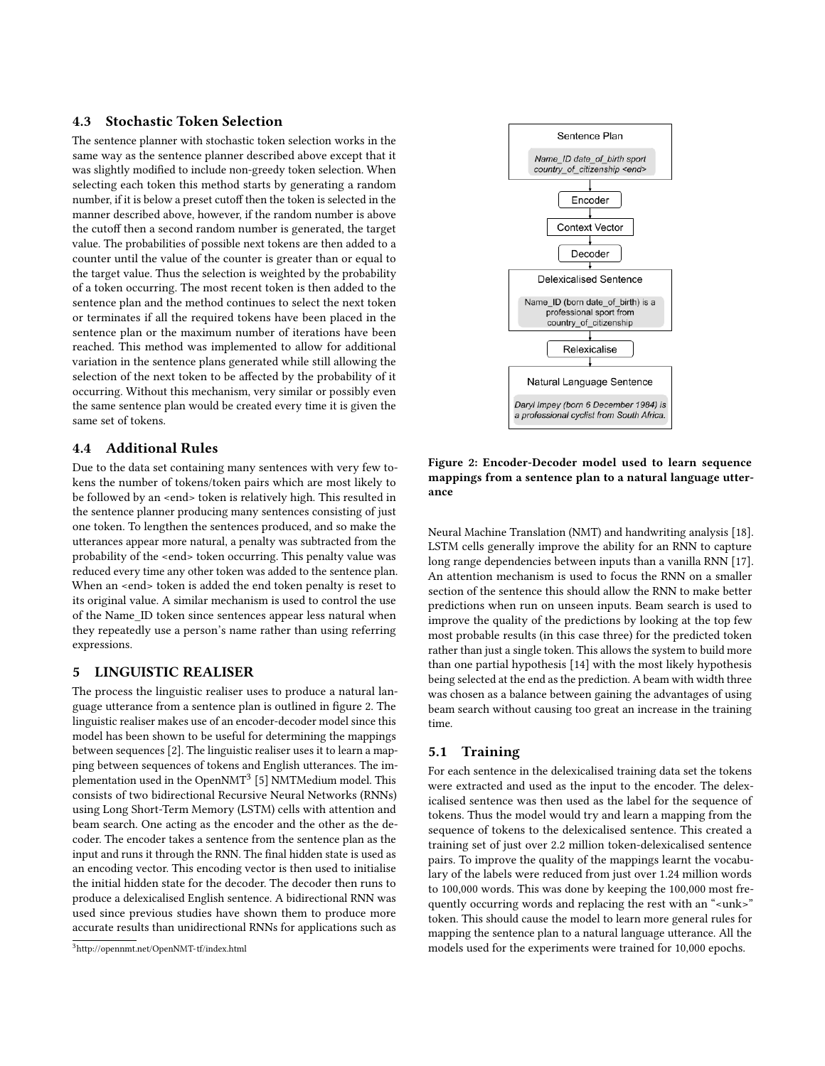### 4.3 Stochastic Token Selection

The sentence planner with stochastic token selection works in the same way as the sentence planner described above except that it was slightly modified to include non-greedy token selection. When selecting each token this method starts by generating a random number, if it is below a preset cutoff then the token is selected in the manner described above, however, if the random number is above the cutoff then a second random number is generated, the target value. The probabilities of possible next tokens are then added to a counter until the value of the counter is greater than or equal to the target value. Thus the selection is weighted by the probability of a token occurring. The most recent token is then added to the sentence plan and the method continues to select the next token or terminates if all the required tokens have been placed in the sentence plan or the maximum number of iterations have been reached. This method was implemented to allow for additional variation in the sentence plans generated while still allowing the selection of the next token to be affected by the probability of it occurring. Without this mechanism, very similar or possibly even the same sentence plan would be created every time it is given the same set of tokens.

### 4.4 Additional Rules

Due to the data set containing many sentences with very few tokens the number of tokens/token pairs which are most likely to be followed by an <end> token is relatively high. This resulted in the sentence planner producing many sentences consisting of just one token. To lengthen the sentences produced, and so make the utterances appear more natural, a penalty was subtracted from the probability of the <end> token occurring. This penalty value was reduced every time any other token was added to the sentence plan. When an <end> token is added the end token penalty is reset to its original value. A similar mechanism is used to control the use of the Name_ID token since sentences appear less natural when they repeatedly use a person's name rather than using referring expressions.

## 5 LINGUISTIC REALISER

The process the linguistic realiser uses to produce a natural language utterance from a sentence plan is outlined in figure 2. The linguistic realiser makes use of an encoder-decoder model since this model has been shown to be useful for determining the mappings between sequences [2]. The linguistic realiser uses it to learn a mapping between sequences of tokens and English utterances. The implementation used in the OpenNMT[3] [5] NMTMedium model. This consists of two bidirectional Recursive Neural Networks (RNNs) using Long Short-Term Memory (LSTM) cells with attention and beam search. One acting as the encoder and the other as the decoder. The encoder takes a sentence from the sentence plan as the input and runs it through the RNN. The final hidden state is used as an encoding vector. This encoding vector is then used to initialise the initial hidden state for the decoder. The decoder then runs to produce a delexicalised English sentence. A bidirectional RNN was used since previous studies have shown them to produce more accurate results than unidirectional RNNs for applications such as Neural Machine Translation (NMT) and handwriting analysis [18]. LSTM cells generally improve the ability for an RNN to capture long range dependencies between inputs than a vanilla RNN [17]. An attention mechanism is used to focus the RNN on a smaller section of the sentence this should allow the RNN to make better predictions when run on unseen inputs. Beam search is used to improve the quality of the predictions by looking at the top few most probable results (in this case three) for the predicted token rather than just a single token. This allows the system to build more than one partial hypothesis [14] with the most likely hypothesis being selected at the end as the prediction. A beam with width three was chosen as a balance between gaining the advantages of using beam search without causing too great an increase in the training time.

[3] http://opennmt.net/OpenNMT-tf/index.html

Sentence Plan

*Name_ID date_of_birth sport country_of_citizenship <end>*

Encoder

Context Vector

Decoder

Delexicalised Sentence

Name_ID (born date_of_birth) is a professional sport from country_of_citizenship

Relexicalise

Natural Language Sentence

*Daryl Impey (born 6 December 1984) is a professional cyclist from South Africa.*

**Figure 2: Encoder-Decoder model used to learn sequence mappings from a sentence plan to a natural language utterance**

### 5.1 Training

For each sentence in the delexicalised training data set the tokens were extracted and used as the input to the encoder. The delexicalised sentence was then used as the label for the sequence of tokens. Thus the model would try and learn a mapping from the sequence of tokens to the delexicalised sentence. This created a training set of just over 2.2 million token-delexicalised sentence pairs. To improve the quality of the mappings learnt the vocabulary of the labels were reduced from just over 1.24 million words to 100,000 words. This was done by keeping the 100,000 most frequently occurring words and replacing the rest with an "<unk>" token. This should cause the model to learn more general rules for mapping the sentence plan to a natural language utterance. All the models used for the experiments were trained for 10,000 epochs.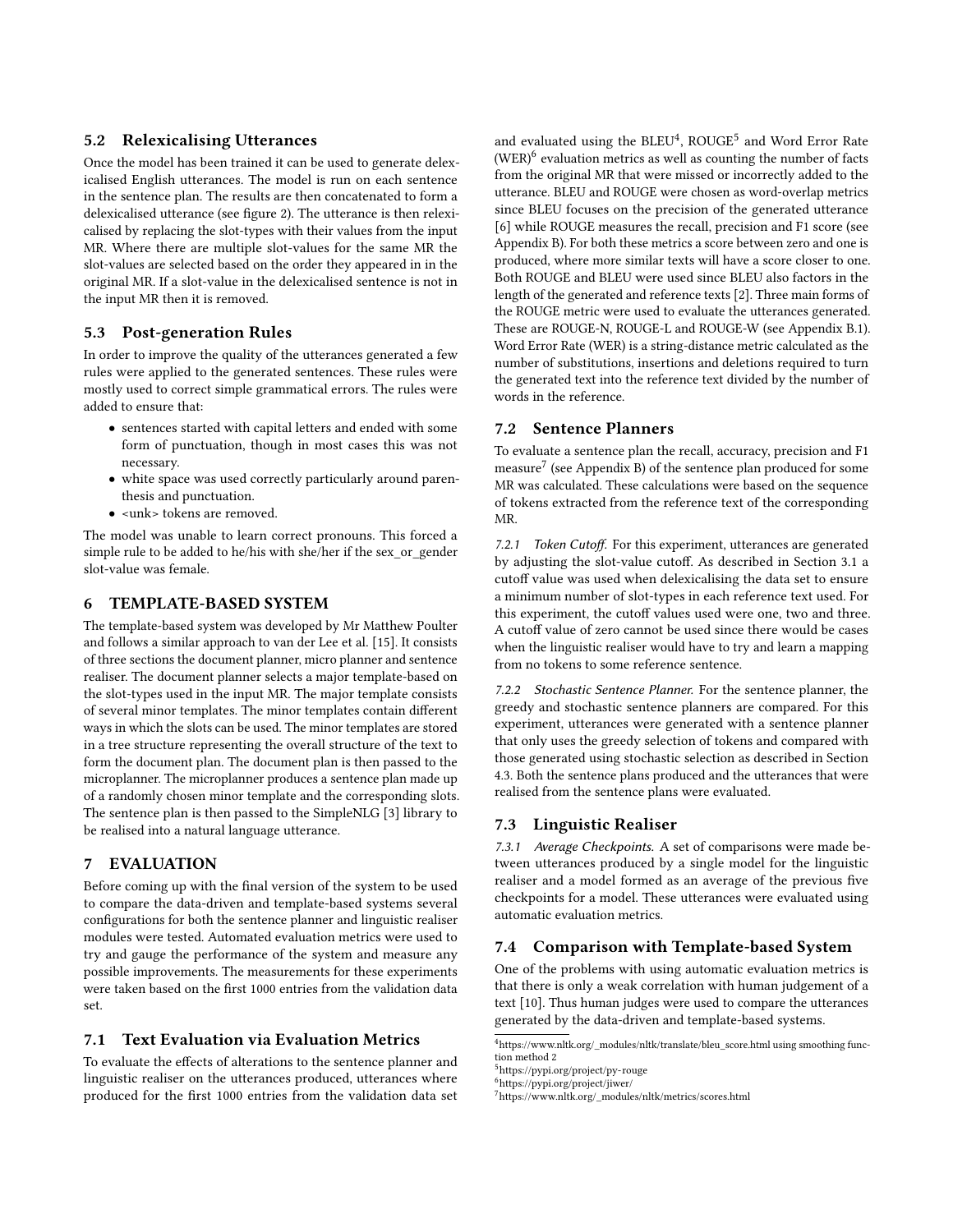## 5.2 Relexicalising Utterances

Once the model has been trained it can be used to generate delexicalised English utterances. The model is run on each sentence in the sentence plan. The results are then concatenated to form a delexicalised utterance (see figure 2). The utterance is then relexicalised by replacing the slot-types with their values from the input MR. Where there are multiple slot-values for the same MR the slot-values are selected based on the order they appeared in in the original MR. If a slot-value in the delexicalised sentence is not in the input MR then it is removed.

## 5.3 Post-generation Rules

In order to improve the quality of the utterances generated a few rules were applied to the generated sentences. These rules were mostly used to correct simple grammatical errors. The rules were added to ensure that:

- sentences started with capital letters and ended with some form of punctuation, though in most cases this was not necessary.
- white space was used correctly particularly around parenthesis and punctuation.
- <unk> tokens are removed.

The model was unable to learn correct pronouns. This forced a simple rule to be added to he/his with she/her if the sex_or_gender slot-value was female.

# 6 TEMPLATE-BASED SYSTEM

The template-based system was developed by Mr Matthew Poulter and follows a similar approach to van der Lee et al. [15]. It consists of three sections the document planner, micro planner and sentence realiser. The document planner selects a major template-based on the slot-types used in the input MR. The major template consists of several minor templates. The minor templates contain different ways in which the slots can be used. The minor templates are stored in a tree structure representing the overall structure of the text to form the document plan. The document plan is then passed to the microplanner. The microplanner produces a sentence plan made up of a randomly chosen minor template and the corresponding slots. The sentence plan is then passed to the SimpleNLG [3] library to be realised into a natural language utterance.

# 7 EVALUATION

Before coming up with the final version of the system to be used to compare the data-driven and template-based systems several configurations for both the sentence planner and linguistic realiser modules were tested. Automated evaluation metrics were used to try and gauge the performance of the system and measure any possible improvements. The measurements for these experiments were taken based on the first 1000 entries from the validation data set.

## 7.1 Text Evaluation via Evaluation Metrics

To evaluate the effects of alterations to the sentence planner and linguistic realiser on the utterances produced, utterances where produced for the first 1000 entries from the validation data set and evaluated using the BLEU[4], ROUGE[5] and Word Error Rate (WER)[6] evaluation metrics as well as counting the number of facts from the original MR that were missed or incorrectly added to the utterance. BLEU and ROUGE were chosen as word-overlap metrics since BLEU focuses on the precision of the generated utterance [6] while ROUGE measures the recall, precision and F1 score (see Appendix B). For both these metrics a score between zero and one is produced, where more similar texts will have a score closer to one. Both ROUGE and BLEU were used since BLEU also factors in the length of the generated and reference texts [2]. Three main forms of the ROUGE metric were used to evaluate the utterances generated. These are ROUGE-N, ROUGE-L and ROUGE-W (see Appendix B.1). Word Error Rate (WER) is a string-distance metric calculated as the number of substitutions, insertions and deletions required to turn the generated text into the reference text divided by the number of words in the reference.

## 7.2 Sentence Planners

To evaluate a sentence plan the recall, accuracy, precision and F1 measure[7] (see Appendix B) of the sentence plan produced for some MR was calculated. These calculations were based on the sequence of tokens extracted from the reference text of the corresponding MR.

*7.2.1 Token Cutoff.* For this experiment, utterances are generated by adjusting the slot-value cutoff. As described in Section 3.1 a cutoff value was used when delexicalising the data set to ensure a minimum number of slot-types in each reference text used. For this experiment, the cutoff values used were one, two and three. A cutoff value of zero cannot be used since there would be cases when the linguistic realiser would have to try and learn a mapping from no tokens to some reference sentence.

*7.2.2 Stochastic Sentence Planner.* For the sentence planner, the greedy and stochastic sentence planners are compared. For this experiment, utterances were generated with a sentence planner that only uses the greedy selection of tokens and compared with those generated using stochastic selection as described in Section 4.3. Both the sentence plans produced and the utterances that were realised from the sentence plans were evaluated.

## 7.3 Linguistic Realiser

*7.3.1 Average Checkpoints.* A set of comparisons were made between utterances produced by a single model for the linguistic realiser and a model formed as an average of the previous five checkpoints for a model. These utterances were evaluated using automatic evaluation metrics.

## 7.4 Comparison with Template-based System

One of the problems with using automatic evaluation metrics is that there is only a weak correlation with human judgement of a text [10]. Thus human judges were used to compare the utterances generated by the data-driven and template-based systems.

[4] https://www.nltk.org/_modules/nltk/translate/bleu_score.html using smoothing function method 2
[5] https://pypi.org/project/py-rouge
[6] https://pypi.org/project/jiwer/
[7] https://www.nltk.org/_modules/nltk/metrics/scores.html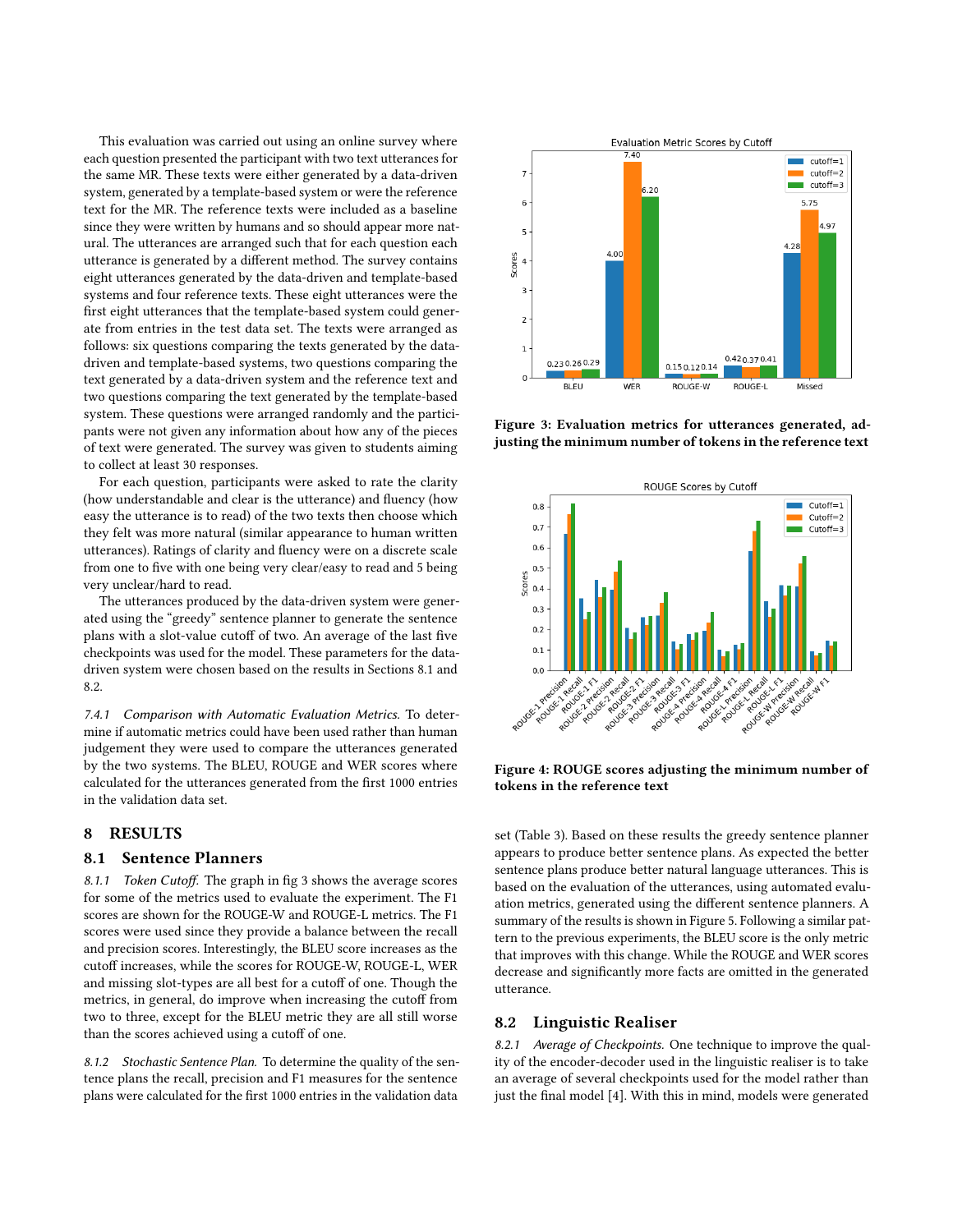This evaluation was carried out using an online survey where each question presented the participant with two text utterances for the same MR. These texts were either generated by a data-driven system, generated by a template-based system or were the reference text for the MR. The reference texts were included as a baseline since they were written by humans and so should appear more natural. The utterances are arranged such that for each question each utterance is generated by a different method. The survey contains eight utterances generated by the data-driven and template-based systems and four reference texts. These eight utterances were the first eight utterances that the template-based system could generate from entries in the test data set. The texts were arranged as follows: six questions comparing the texts generated by the data-driven and template-based systems, two questions comparing the text generated by a data-driven system and the reference text and two questions comparing the text generated by the template-based system. These questions were arranged randomly and the participants were not given any information about how any of the pieces of text were generated. The survey was given to students aiming to collect at least 30 responses.

For each question, participants were asked to rate the clarity (how understandable and clear is the utterance) and fluency (how easy the utterance is to read) of the two texts then choose which they felt was more natural (similar appearance to human written utterances). Ratings of clarity and fluency were on a discrete scale from one to five with one being very clear/easy to read and 5 being very unclear/hard to read.

The utterances produced by the data-driven system were generated using the "greedy" sentence planner to generate the sentence plans with a slot-value cutoff of two. An average of the last five checkpoints was used for the model. These parameters for the data-driven system were chosen based on the results in Sections 8.1 and 8.2.

*7.4.1 Comparison with Automatic Evaluation Metrics.* To determine if automatic metrics could have been used rather than human judgement they were used to compare the utterances generated by the two systems. The BLEU, ROUGE and WER scores where calculated for the utterances generated from the first 1000 entries in the validation data set.

## 8 RESULTS

### 8.1 Sentence Planners

*8.1.1 Token Cutoff.* The graph in fig 3 shows the average scores for some of the metrics used to evaluate the experiment. The F1 scores are shown for the ROUGE-W and ROUGE-L metrics. The F1 scores were used since they provide a balance between the recall and precision scores. Interestingly, the BLEU score increases as the cutoff increases, while the scores for ROUGE-W, ROUGE-L, WER and missing slot-types are all best for a cutoff of one. Though the metrics, in general, do improve when increasing the cutoff from two to three, except for the BLEU metric they are all still worse than the scores achieved using a cutoff of one.

*8.1.2 Stochastic Sentence Plan.* To determine the quality of the sentence plans the recall, precision and F1 measures for the sentence plans were calculated for the first 1000 entries in the validation data set (Table 3). Based on these results the greedy sentence planner appears to produce better sentence plans. As expected the better sentence plans produce better natural language utterances. This is based on the evaluation of the utterances, using automated evaluation metrics, generated using the different sentence planners. A summary of the results is shown in Figure 5. Following a similar pattern to the previous experiments, the BLEU score is the only metric that improves with this change. While the ROUGE and WER scores decrease and significantly more facts are omitted in the generated utterance.

**Figure 3: Evaluation metrics for utterances generated, adjusting the minimum number of tokens in the reference text**

**Figure 4: ROUGE scores adjusting the minimum number of tokens in the reference text**

### 8.2 Linguistic Realiser

*8.2.1 Average of Checkpoints.* One technique to improve the quality of the encoder-decoder used in the linguistic realiser is to take an average of several checkpoints used for the model rather than just the final model [4]. With this in mind, models were generated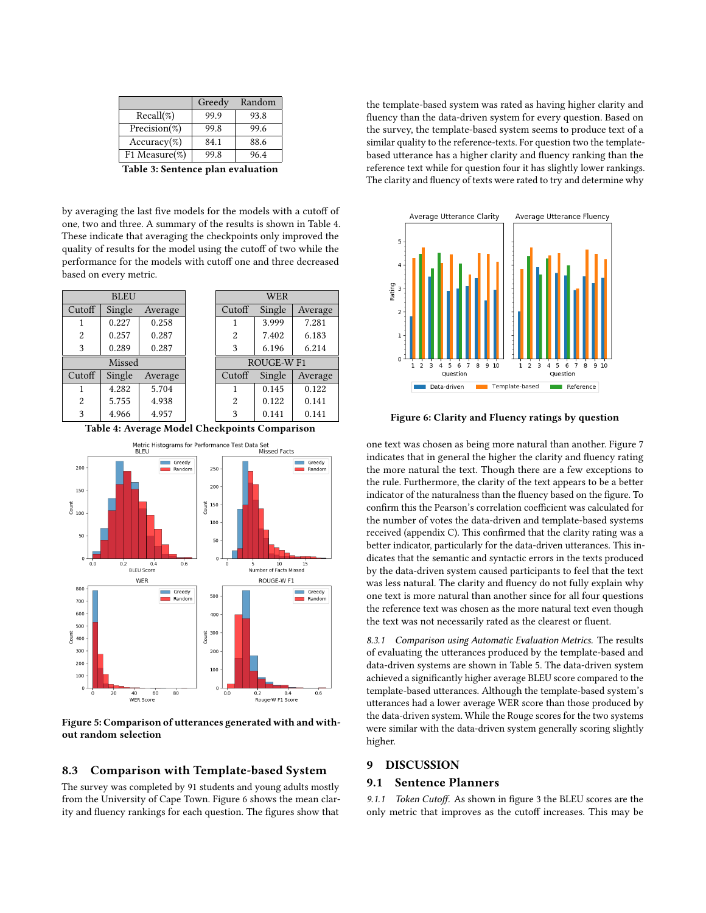| | Greedy | Random |
|---|---|---|
| Recall(%) | 99.9 | 93.8 |
| Precision(%) | 99.8 | 99.6 |
| Accuracy(%) | 84.1 | 88.6 |
| F1 Measure(%) | 99.8 | 96.4 |

**Table 3: Sentence plan evaluation**

by averaging the last five models for the models with a cutoff of one, two and three. A summary of the results is shown in Table 4. These indicate that averaging the checkpoints only improved the quality of results for the model using the cutoff of two while the performance for the models with cutoff one and three decreased based on every metric.

| BLEU | | |
|---|---|---|
| Cutoff | Single | Average |
| 1 | 0.227 | 0.258 |
| 2 | 0.257 | 0.287 |
| 3 | 0.289 | 0.287 |

| Missed | | |
|---|---|---|
| Cutoff | Single | Average |
| 1 | 4.282 | 5.704 |
| 2 | 5.755 | 4.938 |
| 3 | 4.966 | 4.957 |

| WER | | |
|---|---|---|
| Cutoff | Single | Average |
| 1 | 3.999 | 7.281 |
| 2 | 7.402 | 6.183 |
| 3 | 6.196 | 6.214 |

| ROUGE-W F1 | | |
|---|---|---|
| Cutoff | Single | Average |
| 1 | 0.145 | 0.122 |
| 2 | 0.122 | 0.141 |
| 3 | 0.141 | 0.141 |

**Table 4: Average Model Checkpoints Comparison**

**Figure 5: Comparison of utterances generated with and without random selection**

## 8.3 Comparison with Template-based System

The survey was completed by 91 students and young adults mostly from the University of Cape Town. Figure 6 shows the mean clarity and fluency rankings for each question. The figures show that the template-based system was rated as having higher clarity and fluency than the data-driven system for every question. Based on the survey, the template-based system seems to produce text of a similar quality to the reference-texts. For question two the template-based utterance has a higher clarity and fluency ranking than the reference text while for question four it has slightly lower rankings. The clarity and fluency of texts were rated to try and determine why

**Figure 6: Clarity and Fluency ratings by question**

one text was chosen as being more natural than another. Figure 7 indicates that in general the higher the clarity and fluency rating the more natural the text. Though there are a few exceptions to the rule. Furthermore, the clarity of the text appears to be a better indicator of the naturalness than the fluency based on the figure. To confirm this the Pearson's correlation coefficient was calculated for the number of votes the data-driven and template-based systems received (appendix C). This confirmed that the clarity rating was a better indicator, particularly for the data-driven utterances. This indicates that the semantic and syntactic errors in the texts produced by the data-driven system caused participants to feel that the text was less natural. The clarity and fluency do not fully explain why one text is more natural than another since for all four questions the reference text was chosen as the more natural text even though the text was not necessarily rated as the clearest or fluent.

*8.3.1 Comparison using Automatic Evaluation Metrics.* The results of evaluating the utterances produced by the template-based and data-driven systems are shown in Table 5. The data-driven system achieved a significantly higher average BLEU score compared to the template-based utterances. Although the template-based system's utterances had a lower average WER score than those produced by the data-driven system. While the Rouge scores for the two systems were similar with the data-driven system generally scoring slightly higher.

# 9 DISCUSSION

## 9.1 Sentence Planners

*9.1.1 Token Cutoff.* As shown in figure 3 the BLEU scores are the only metric that improves as the cutoff increases. This may be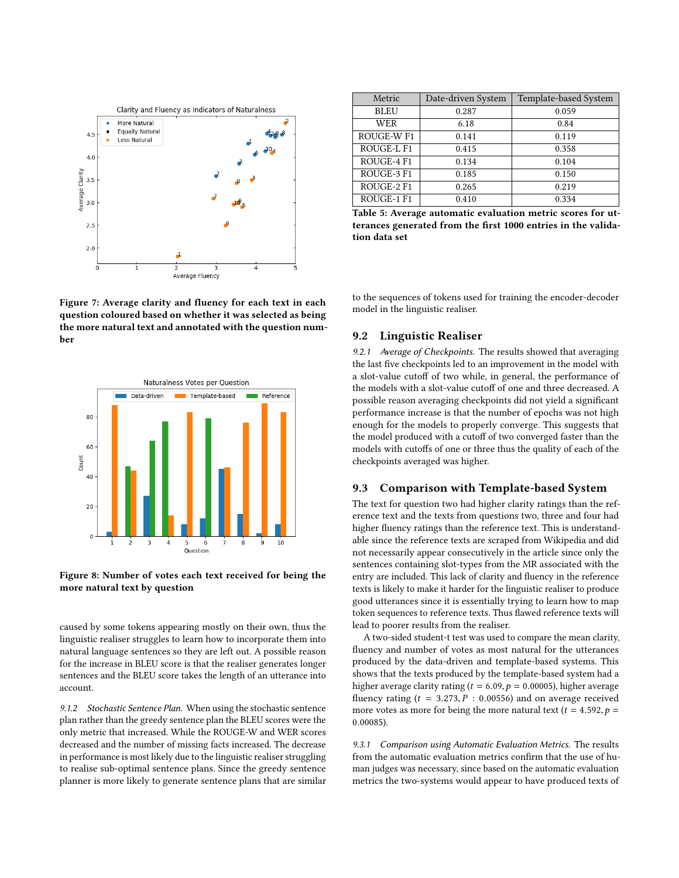Figure 7: Average clarity and fluency for each text in each question coloured based on whether it was selected as being the more natural text and annotated with the question number

Figure 8: Number of votes each text received for being the more natural text by question

caused by some tokens appearing mostly on their own, thus the linguistic realiser struggles to learn how to incorporate them into natural language sentences so they are left out. A possible reason for the increase in BLEU score is that the realiser generates longer sentences and the BLEU score takes the length of an utterance into account.

*9.1.2 Stochastic Sentence Plan.* When using the stochastic sentence plan rather than the greedy sentence plan the BLEU scores were the only metric that increased. While the ROUGE-W and WER scores decreased and the number of missing facts increased. The decrease in performance is most likely due to the linguistic realiser struggling to realise sub-optimal sentence plans. Since the greedy sentence planner is more likely to generate sentence plans that are similar

| Metric | Date-driven System | Template-based System |
|---|---|---|
| BLEU | 0.287 | 0.059 |
| WER | 6.18 | 0.84 |
| ROUGE-W F1 | 0.141 | 0.119 |
| ROUGE-L F1 | 0.415 | 0.358 |
| ROUGE-4 F1 | 0.134 | 0.104 |
| ROUGE-3 F1 | 0.185 | 0.150 |
| ROUGE-2 F1 | 0.265 | 0.219 |
| ROUGE-1 F1 | 0.410 | 0.334 |

**Table 5: Average automatic evaluation metric scores for utterances generated from the first 1000 entries in the validation data set**

to the sequences of tokens used for training the encoder-decoder model in the linguistic realiser.

## 9.2 Linguistic Realiser

*9.2.1 Average of Checkpoints.* The results showed that averaging the last five checkpoints led to an improvement in the model with a slot-value cutoff of two while, in general, the performance of the models with a slot-value cutoff of one and three decreased. A possible reason averaging checkpoints did not yield a significant performance increase is that the number of epochs was not high enough for the models to properly converge. This suggests that the model produced with a cutoff of two converged faster than the models with cutoffs of one or three thus the quality of each of the checkpoints averaged was higher.

## 9.3 Comparison with Template-based System

The text for question two had higher clarity ratings than the reference text and the texts from questions two, three and four had higher fluency ratings than the reference text. This is understandable since the reference texts are scraped from Wikipedia and did not necessarily appear consecutively in the article since only the sentences containing slot-types from the MR associated with the entry are included. This lack of clarity and fluency in the reference texts is likely to make it harder for the linguistic realiser to produce good utterances since it is essentially trying to learn how to map token sequences to reference texts. Thus flawed reference texts will lead to poorer results from the realiser.

A two-sided student-t test was used to compare the mean clarity, fluency and number of votes as most natural for the utterances produced by the data-driven and template-based systems. This shows that the texts produced by the template-based system had a higher average clarity rating ($t = 6.09, p = 0.00005$), higher average fluency rating ($t = 3.273, P : 0.00556$) and on average received more votes as more for being the more natural text ($t = 4.592, p = 0.00085$).

*9.3.1 Comparison using Automatic Evaluation Metrics.* The results from the automatic evaluation metrics confirm that the use of human judges was necessary, since based on the automatic evaluation metrics the two-systems would appear to have produced texts of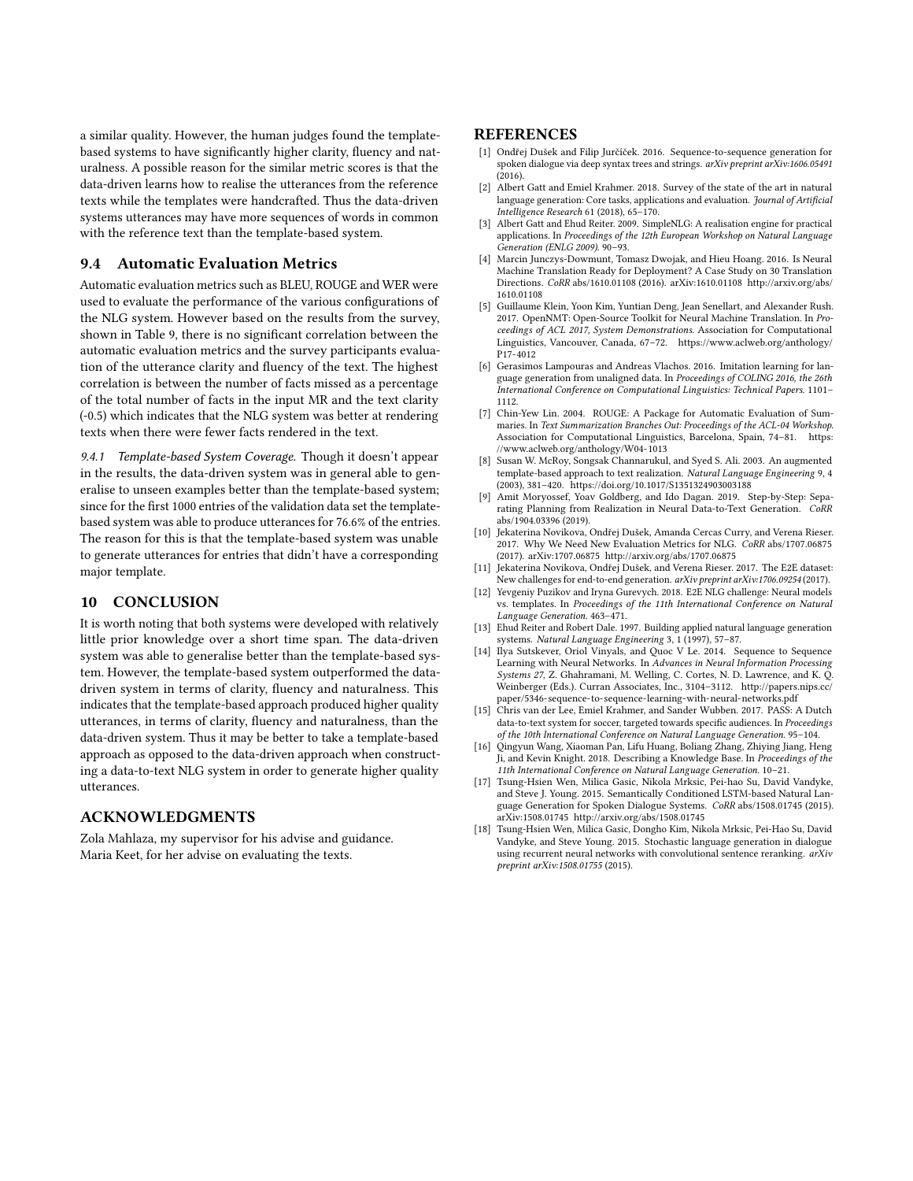a similar quality. However, the human judges found the template-based systems to have significantly higher clarity, fluency and naturalness. A possible reason for the similar metric scores is that the data-driven learns how to realise the utterances from the reference texts while the templates were handcrafted. Thus the data-driven systems utterances may have more sequences of words in common with the reference text than the template-based system.

## 9.4 Automatic Evaluation Metrics

Automatic evaluation metrics such as BLEU, ROUGE and WER were used to evaluate the performance of the various configurations of the NLG system. However based on the results from the survey, shown in Table 9, there is no significant correlation between the automatic evaluation metrics and the survey participants evaluation of the utterance clarity and fluency of the text. The highest correlation is between the number of facts missed as a percentage of the total number of facts in the input MR and the text clarity (-0.5) which indicates that the NLG system was better at rendering texts when there were fewer facts rendered in the text.

*9.4.1 Template-based System Coverage.* Though it doesn't appear in the results, the data-driven system was in general able to generalise to unseen examples better than the template-based system; since for the first 1000 entries of the validation data set the template-based system was able to produce utterances for 76.6% of the entries. The reason for this is that the template-based system was unable to generate utterances for entries that didn't have a corresponding major template.

# 10 CONCLUSION

It is worth noting that both systems were developed with relatively little prior knowledge over a short time span. The data-driven system was able to generalise better than the template-based system. However, the template-based system outperformed the data-driven system in terms of clarity, fluency and naturalness. This indicates that the template-based approach produced higher quality utterances, in terms of clarity, fluency and naturalness, than the data-driven system. Thus it may be better to take a template-based approach as opposed to the data-driven approach when constructing a data-to-text NLG system in order to generate higher quality utterances.

# ACKNOWLEDGMENTS

Zola Mahlaza, my supervisor for his advise and guidance.
Maria Keet, for her advise on evaluating the texts.

# REFERENCES

[1] Ondřej Dušek and Filip Jurčíček. 2016. Sequence-to-sequence generation for spoken dialogue via deep syntax trees and strings. *arXiv preprint arXiv:1606.05491* (2016).

[2] Albert Gatt and Emiel Krahmer. 2018. Survey of the state of the art in natural language generation: Core tasks, applications and evaluation. *Journal of Artificial Intelligence Research* 61 (2018), 65–170.

[3] Albert Gatt and Ehud Reiter. 2009. SimpleNLG: A realisation engine for practical applications. In *Proceedings of the 12th European Workshop on Natural Language Generation (ENLG 2009)*. 90–93.

[4] Marcin Junczys-Dowmunt, Tomasz Dwojak, and Hieu Hoang. 2016. Is Neural Machine Translation Ready for Deployment? A Case Study on 30 Translation Directions. *CoRR* abs/1610.01108 (2016). arXiv:1610.01108 http://arxiv.org/abs/1610.01108

[5] Guillaume Klein, Yoon Kim, Yuntian Deng, Jean Senellart, and Alexander Rush. 2017. OpenNMT: Open-Source Toolkit for Neural Machine Translation. In *Proceedings of ACL 2017, System Demonstrations*. Association for Computational Linguistics, Vancouver, Canada, 67–72. https://www.aclweb.org/anthology/P17-4012

[6] Gerasimos Lampouras and Andreas Vlachos. 2016. Imitation learning for language generation from unaligned data. In *Proceedings of COLING 2016, the 26th International Conference on Computational Linguistics: Technical Papers*. 1101–1112.

[7] Chin-Yew Lin. 2004. ROUGE: A Package for Automatic Evaluation of Summaries. In *Text Summarization Branches Out: Proceedings of the ACL-04 Workshop*. Association for Computational Linguistics, Barcelona, Spain, 74–81. https://www.aclweb.org/anthology/W04-1013

[8] Susan W. McRoy, Songsak Channarukul, and Syed S. Ali. 2003. An augmented template-based approach to text realization. *Natural Language Engineering* 9, 4 (2003), 381–420. https://doi.org/10.1017/S1351324903003188

[9] Amit Moryossef, Yoav Goldberg, and Ido Dagan. 2019. Step-by-Step: Separating Planning from Realization in Neural Data-to-Text Generation. *CoRR* abs/1904.03396 (2019).

[10] Jekaterina Novikova, Ondřej Dušek, Amanda Cercas Curry, and Verena Rieser. 2017. Why We Need New Evaluation Metrics for NLG. *CoRR* abs/1707.06875 (2017). arXiv:1707.06875 http://arxiv.org/abs/1707.06875

[11] Jekaterina Novikova, Ondřej Dušek, and Verena Rieser. 2017. The E2E dataset: New challenges for end-to-end generation. *arXiv preprint arXiv:1706.09254* (2017).

[12] Yevgeniy Puzikov and Iryna Gurevych. 2018. E2E NLG challenge: Neural models vs. templates. In *Proceedings of the 11th International Conference on Natural Language Generation*. 463–471.

[13] Ehud Reiter and Robert Dale. 1997. Building applied natural language generation systems. *Natural Language Engineering* 3, 1 (1997), 57–87.

[14] Ilya Sutskever, Oriol Vinyals, and Quoc V Le. 2014. Sequence to Sequence Learning with Neural Networks. In *Advances in Neural Information Processing Systems 27*, Z. Ghahramani, M. Welling, C. Cortes, N. D. Lawrence, and K. Q. Weinberger (Eds.). Curran Associates, Inc., 3104–3112. http://papers.nips.cc/paper/5346-sequence-to-sequence-learning-with-neural-networks.pdf

[15] Chris van der Lee, Emiel Krahmer, and Sander Wubben. 2017. PASS: A Dutch data-to-text system for soccer, targeted towards specific audiences. In *Proceedings of the 10th International Conference on Natural Language Generation*. 95–104.

[16] Qingyun Wang, Xiaoman Pan, Lifu Huang, Boliang Zhang, Zhiying Jiang, Heng Ji, and Kevin Knight. 2018. Describing a Knowledge Base. In *Proceedings of the 11th International Conference on Natural Language Generation*. 10–21.

[17] Tsung-Hsien Wen, Milica Gasic, Nikola Mrksic, Pei-hao Su, David Vandyke, and Steve J. Young. 2015. Semantically Conditioned LSTM-based Natural Language Generation for Spoken Dialogue Systems. *CoRR* abs/1508.01745 (2015). arXiv:1508.01745 http://arxiv.org/abs/1508.01745

[18] Tsung-Hsien Wen, Milica Gasic, Dongho Kim, Nikola Mrksic, Pei-Hao Su, David Vandyke, and Steve Young. 2015. Stochastic language generation in dialogue using recurrent neural networks with convolutional sentence reranking. *arXiv preprint arXiv:1508.01755* (2015).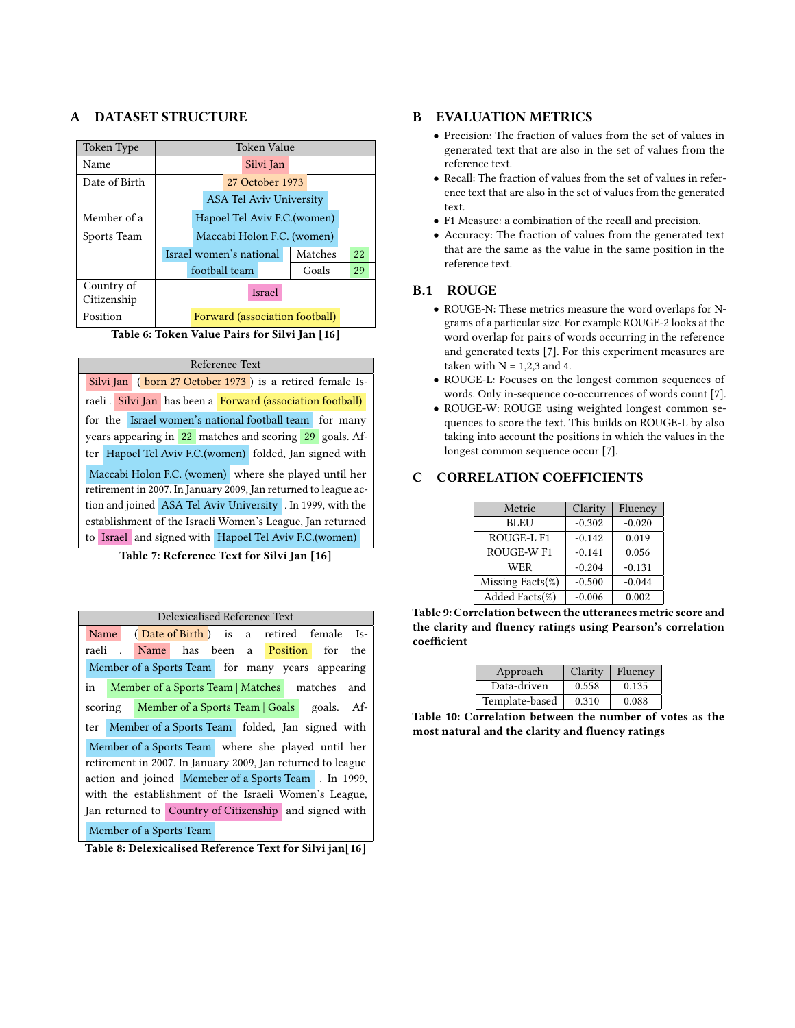## A DATASET STRUCTURE

| Token Type | Token Value | | |
|---|---|---|---|
| Name | Silvi Jan | | |
| Date of Birth | 27 October 1973 | | |
| Member of a Sports Team | ASA Tel Aviv University | | |
| | Hapoel Tel Aviv F.C.(women) | | |
| | Maccabi Holon F.C. (women) | | |
| | Israel women's national football team | Matches | 22 |
| | | Goals | 29 |
| Country of Citizenship | Israel | | |
| Position | Forward (association football) | | |

**Table 6: Token Value Pairs for Silvi Jan [16]**

| Reference Text |
|---|
| Silvi Jan ( born 27 October 1973 ) is a retired female Israeli . Silvi Jan has been a Forward (association football) for the Israel women's national football team for many years appearing in 22 matches and scoring 29 goals. After Hapoel Tel Aviv F.C.(women) folded, Jan signed with Maccabi Holon F.C. (women) where she played until her retirement in 2007. In January 2009, Jan returned to league action and joined ASA Tel Aviv University . In 1999, with the establishment of the Israeli Women's League, Jan returned to Israel and signed with Hapoel Tel Aviv F.C.(women) |

**Table 7: Reference Text for Silvi Jan [16]**

| Delexicalised Reference Text |
|---|
| Name ( Date of Birth ) is a retired female Israeli . Name has been a Position for the Member of a Sports Team for many years appearing in Member of a Sports Team \| Matches matches and scoring Member of a Sports Team \| Goals goals. After Member of a Sports Team folded, Jan signed with Member of a Sports Team where she played until her retirement in 2007. In January 2009, Jan returned to league action and joined Memeber of a Sports Team . In 1999, with the establishment of the Israeli Women's League, Jan returned to Country of Citizenship and signed with Member of a Sports Team |

**Table 8: Delexicalised Reference Text for Silvi jan[16]**

## B EVALUATION METRICS

- Precision: The fraction of values from the set of values in generated text that are also in the set of values from the reference text.
- Recall: The fraction of values from the set of values in reference text that are also in the set of values from the generated text.
- F1 Measure: a combination of the recall and precision.
- Accuracy: The fraction of values from the generated text that are the same as the value in the same position in the reference text.

### B.1 ROUGE

- ROUGE-N: These metrics measure the word overlaps for N-grams of a particular size. For example ROUGE-2 looks at the word overlap for pairs of words occurring in the reference and generated texts [7]. For this experiment measures are taken with N = 1,2,3 and 4.
- ROUGE-L: Focuses on the longest common sequences of words. Only in-sequence co-occurrences of words count [7].
- ROUGE-W: ROUGE using weighted longest common sequences to score the text. This builds on ROUGE-L by also taking into account the positions in which the values in the longest common sequence occur [7].

## C CORRELATION COEFFICIENTS

| Metric | Clarity | Fluency |
|---|---|---|
| BLEU | -0.302 | -0.020 |
| ROUGE-L F1 | -0.142 | 0.019 |
| ROUGE-W F1 | -0.141 | 0.056 |
| WER | -0.204 | -0.131 |
| Missing Facts(%) | -0.500 | -0.044 |
| Added Facts(%) | -0.006 | 0.002 |

**Table 9: Correlation between the utterances metric score and the clarity and fluency ratings using Pearson's correlation coefficient**

| Approach | Clarity | Fluency |
|---|---|---|
| Data-driven | 0.558 | 0.135 |
| Template-based | 0.310 | 0.088 |

**Table 10: Correlation between the number of votes as the most natural and the clarity and fluency ratings**